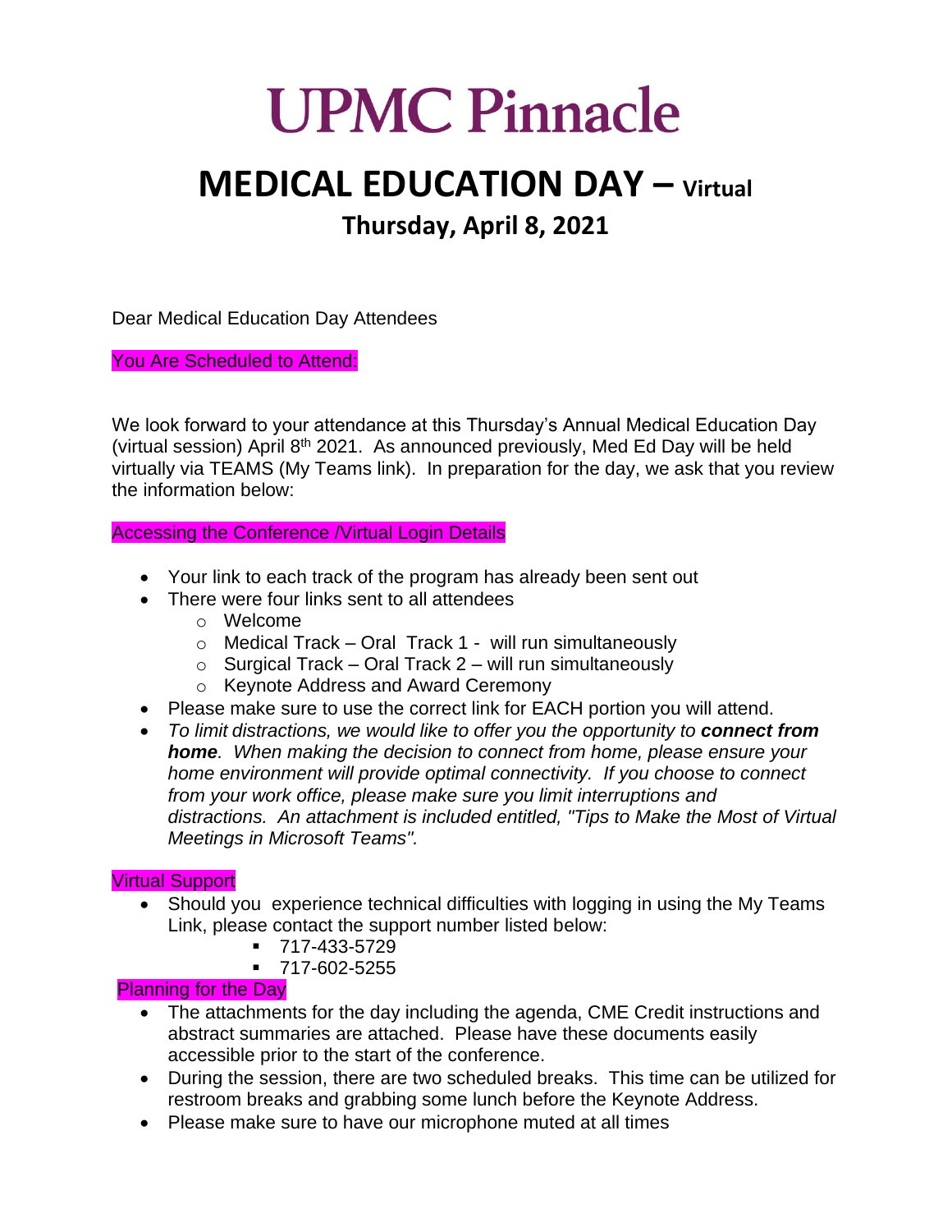# UPMC Pinnacle

# MEDICAL EDUCATION DAY – Virtual

## Thursday, April 8, 2021

Dear Medical Education Day Attendees

**You Are Scheduled to Attend:**

We look forward to your attendance at this Thursday's Annual Medical Education Day (virtual session) April 8th 2021. As announced previously, Med Ed Day will be held virtually via TEAMS (My Teams link). In preparation for the day, we ask that you review the information below:

**Accessing the Conference /Virtual Login Details**

- Your link to each track of the program has already been sent out
- There were four links sent to all attendees
  - Welcome
  - Medical Track – Oral Track 1 - will run simultaneously
  - Surgical Track – Oral Track 2 – will run simultaneously
  - Keynote Address and Award Ceremony
- Please make sure to use the correct link for EACH portion you will attend.
- *To limit distractions, we would like to offer you the opportunity to **connect from home**. When making the decision to connect from home, please ensure your home environment will provide optimal connectivity. If you choose to connect from your work office, please make sure you limit interruptions and distractions. An attachment is included entitled, "Tips to Make the Most of Virtual Meetings in Microsoft Teams".*

**Virtual Support**

- Should you experience technical difficulties with logging in using the My Teams Link, please contact the support number listed below:
  - 717-433-5729
  - 717-602-5255

**Planning for the Day**

- The attachments for the day including the agenda, CME Credit instructions and abstract summaries are attached. Please have these documents easily accessible prior to the start of the conference.
- During the session, there are two scheduled breaks. This time can be utilized for restroom breaks and grabbing some lunch before the Keynote Address.
- Please make sure to have our microphone muted at all times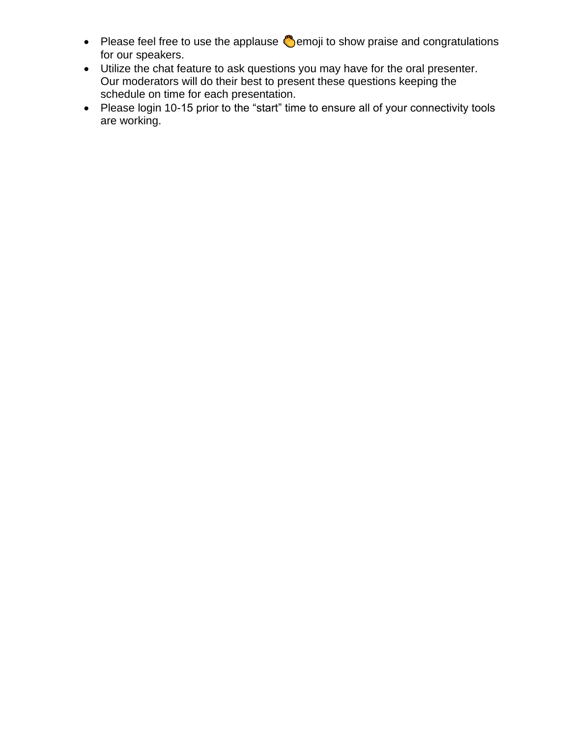- Please feel free to use the applause 👏 emoji to show praise and congratulations for our speakers.
- Utilize the chat feature to ask questions you may have for the oral presenter. Our moderators will do their best to present these questions keeping the schedule on time for each presentation.
- Please login 10-15 prior to the "start" time to ensure all of your connectivity tools are working.